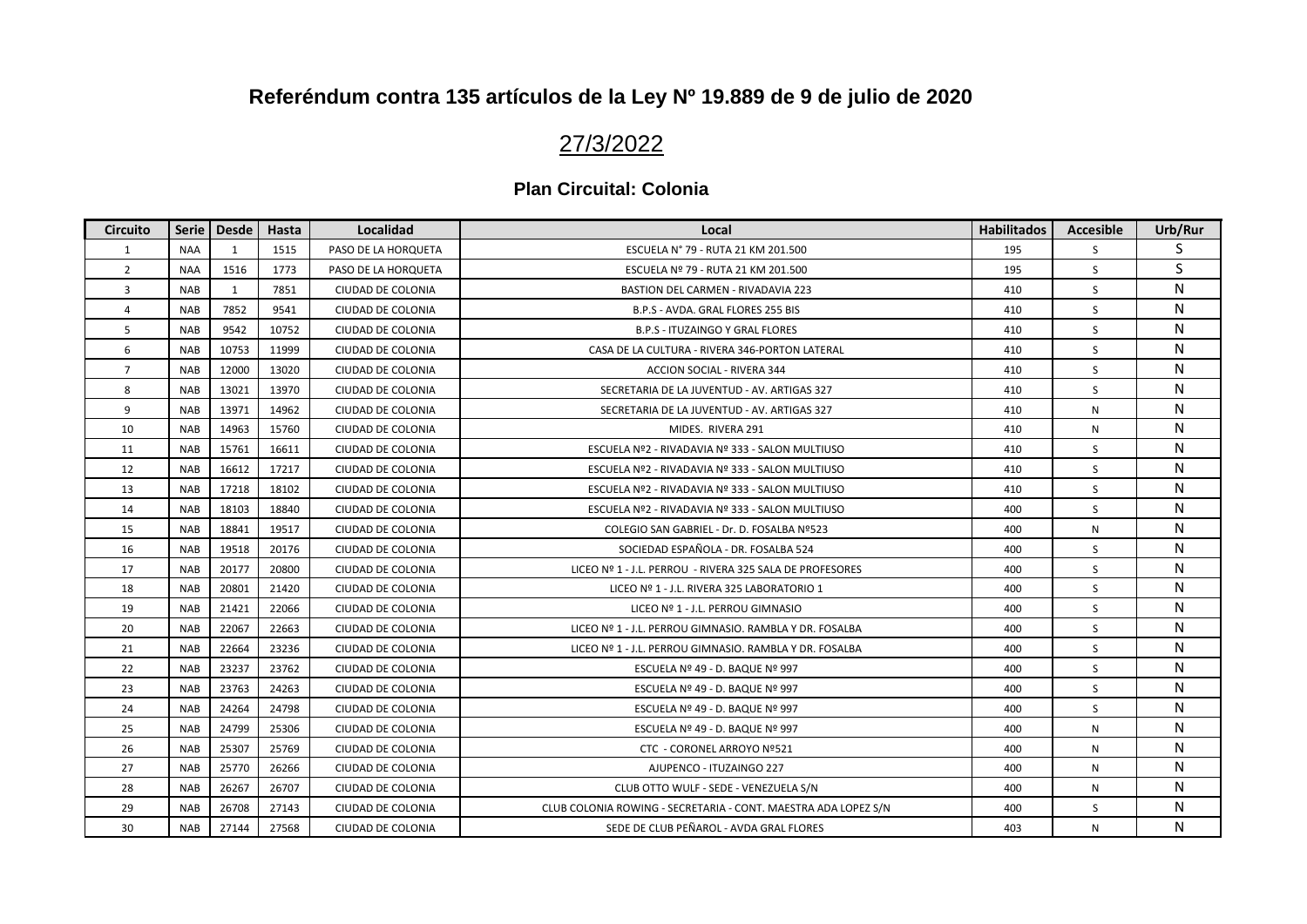## Referéndum contra 135 artículos de la Ley Nº 19.889 de 9 de julio de 2020

## 27/3/2022

### Plan Circuital: Colonia

| Circuito | Serie | Desde | Hasta | Localidad | Local | Habilitados | Accesible | Urb/Rur |
|---|---|---|---|---|---|---|---|---|
| 1 | NAA | 1 | 1515 | PASO DE LA HORQUETA | ESCUELA N° 79 - RUTA 21 KM 201.500 | 195 | S | S |
| 2 | NAA | 1516 | 1773 | PASO DE LA HORQUETA | ESCUELA Nº 79 - RUTA 21 KM 201.500 | 195 | S | S |
| 3 | NAB | 1 | 7851 | CIUDAD DE COLONIA | BASTION DEL CARMEN - RIVADAVIA 223 | 410 | S | N |
| 4 | NAB | 7852 | 9541 | CIUDAD DE COLONIA | B.P.S - AVDA. GRAL FLORES 255 BIS | 410 | S | N |
| 5 | NAB | 9542 | 10752 | CIUDAD DE COLONIA | B.P.S - ITUZAINGO Y GRAL FLORES | 410 | S | N |
| 6 | NAB | 10753 | 11999 | CIUDAD DE COLONIA | CASA DE LA CULTURA - RIVERA 346-PORTON LATERAL | 410 | S | N |
| 7 | NAB | 12000 | 13020 | CIUDAD DE COLONIA | ACCION SOCIAL - RIVERA 344 | 410 | S | N |
| 8 | NAB | 13021 | 13970 | CIUDAD DE COLONIA | SECRETARIA DE LA JUVENTUD - AV. ARTIGAS 327 | 410 | S | N |
| 9 | NAB | 13971 | 14962 | CIUDAD DE COLONIA | SECRETARIA DE LA JUVENTUD - AV. ARTIGAS 327 | 410 | N | N |
| 10 | NAB | 14963 | 15760 | CIUDAD DE COLONIA | MIDES. RIVERA 291 | 410 | N | N |
| 11 | NAB | 15761 | 16611 | CIUDAD DE COLONIA | ESCUELA Nº2 - RIVADAVIA Nº 333 - SALON MULTIUSO | 410 | S | N |
| 12 | NAB | 16612 | 17217 | CIUDAD DE COLONIA | ESCUELA Nº2 - RIVADAVIA Nº 333 - SALON MULTIUSO | 410 | S | N |
| 13 | NAB | 17218 | 18102 | CIUDAD DE COLONIA | ESCUELA Nº2 - RIVADAVIA Nº 333 - SALON MULTIUSO | 410 | S | N |
| 14 | NAB | 18103 | 18840 | CIUDAD DE COLONIA | ESCUELA Nº2 - RIVADAVIA Nº 333 - SALON MULTIUSO | 400 | S | N |
| 15 | NAB | 18841 | 19517 | CIUDAD DE COLONIA | COLEGIO SAN GABRIEL - Dr. D. FOSALBA Nº523 | 400 | N | N |
| 16 | NAB | 19518 | 20176 | CIUDAD DE COLONIA | SOCIEDAD ESPAÑOLA - DR. FOSALBA 524 | 400 | S | N |
| 17 | NAB | 20177 | 20800 | CIUDAD DE COLONIA | LICEO Nº 1 - J.L. PERROU - RIVERA 325 SALA DE PROFESORES | 400 | S | N |
| 18 | NAB | 20801 | 21420 | CIUDAD DE COLONIA | LICEO Nº 1 - J.L. RIVERA 325 LABORATORIO 1 | 400 | S | N |
| 19 | NAB | 21421 | 22066 | CIUDAD DE COLONIA | LICEO Nº 1 - J.L. PERROU GIMNASIO | 400 | S | N |
| 20 | NAB | 22067 | 22663 | CIUDAD DE COLONIA | LICEO Nº 1 - J.L. PERROU GIMNASIO. RAMBLA Y DR. FOSALBA | 400 | S | N |
| 21 | NAB | 22664 | 23236 | CIUDAD DE COLONIA | LICEO Nº 1 - J.L. PERROU GIMNASIO. RAMBLA Y DR. FOSALBA | 400 | S | N |
| 22 | NAB | 23237 | 23762 | CIUDAD DE COLONIA | ESCUELA Nº 49 - D. BAQUE Nº 997 | 400 | S | N |
| 23 | NAB | 23763 | 24263 | CIUDAD DE COLONIA | ESCUELA Nº 49 - D. BAQUE Nº 997 | 400 | S | N |
| 24 | NAB | 24264 | 24798 | CIUDAD DE COLONIA | ESCUELA Nº 49 - D. BAQUE Nº 997 | 400 | S | N |
| 25 | NAB | 24799 | 25306 | CIUDAD DE COLONIA | ESCUELA Nº 49 - D. BAQUE Nº 997 | 400 | N | N |
| 26 | NAB | 25307 | 25769 | CIUDAD DE COLONIA | CTC - CORONEL ARROYO Nº521 | 400 | N | N |
| 27 | NAB | 25770 | 26266 | CIUDAD DE COLONIA | AJUPENCO - ITUZAINGO 227 | 400 | N | N |
| 28 | NAB | 26267 | 26707 | CIUDAD DE COLONIA | CLUB OTTO WULF - SEDE - VENEZUELA S/N | 400 | N | N |
| 29 | NAB | 26708 | 27143 | CIUDAD DE COLONIA | CLUB COLONIA ROWING - SECRETARIA - CONT. MAESTRA ADA LOPEZ S/N | 400 | S | N |
| 30 | NAB | 27144 | 27568 | CIUDAD DE COLONIA | SEDE DE CLUB PEÑAROL - AVDA GRAL FLORES | 403 | N | N |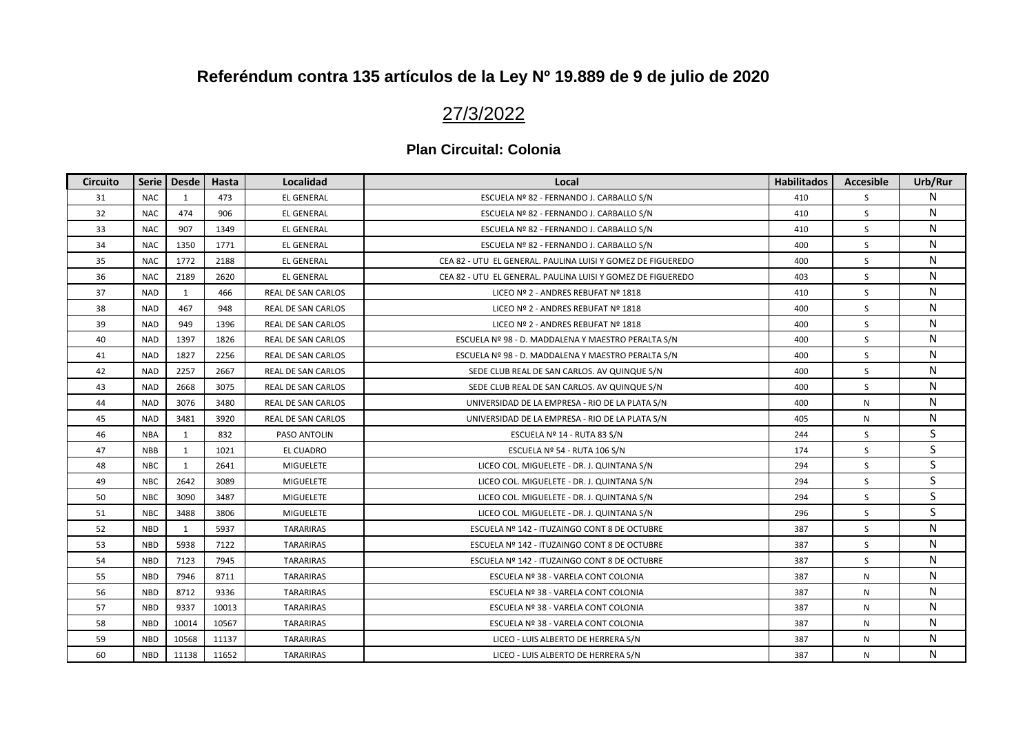## Referéndum contra 135 artículos de la Ley Nº 19.889 de 9 de julio de 2020

## 27/3/2022

### Plan Circuital: Colonia

| Circuito | Serie | Desde | Hasta | Localidad | Local | Habilitados | Accesible | Urb/Rur |
|---|---|---|---|---|---|---|---|---|
| 31 | NAC | 1 | 473 | EL GENERAL | ESCUELA Nº 82 - FERNANDO J. CARBALLO S/N | 410 | S | N |
| 32 | NAC | 474 | 906 | EL GENERAL | ESCUELA Nº 82 - FERNANDO J. CARBALLO S/N | 410 | S | N |
| 33 | NAC | 907 | 1349 | EL GENERAL | ESCUELA Nº 82 - FERNANDO J. CARBALLO S/N | 410 | S | N |
| 34 | NAC | 1350 | 1771 | EL GENERAL | ESCUELA Nº 82 - FERNANDO J. CARBALLO S/N | 400 | S | N |
| 35 | NAC | 1772 | 2188 | EL GENERAL | CEA 82 - UTU EL GENERAL. PAULINA LUISI Y GOMEZ DE FIGUEREDO | 400 | S | N |
| 36 | NAC | 2189 | 2620 | EL GENERAL | CEA 82 - UTU EL GENERAL. PAULINA LUISI Y GOMEZ DE FIGUEREDO | 403 | S | N |
| 37 | NAD | 1 | 466 | REAL DE SAN CARLOS | LICEO Nº 2 - ANDRES REBUFAT Nº 1818 | 410 | S | N |
| 38 | NAD | 467 | 948 | REAL DE SAN CARLOS | LICEO Nº 2 - ANDRES REBUFAT Nº 1818 | 400 | S | N |
| 39 | NAD | 949 | 1396 | REAL DE SAN CARLOS | LICEO Nº 2 - ANDRES REBUFAT Nº 1818 | 400 | S | N |
| 40 | NAD | 1397 | 1826 | REAL DE SAN CARLOS | ESCUELA Nº 98 - D. MADDALENA Y MAESTRO PERALTA S/N | 400 | S | N |
| 41 | NAD | 1827 | 2256 | REAL DE SAN CARLOS | ESCUELA Nº 98 - D. MADDALENA Y MAESTRO PERALTA S/N | 400 | S | N |
| 42 | NAD | 2257 | 2667 | REAL DE SAN CARLOS | SEDE CLUB REAL DE SAN CARLOS. AV QUINQUE S/N | 400 | S | N |
| 43 | NAD | 2668 | 3075 | REAL DE SAN CARLOS | SEDE CLUB REAL DE SAN CARLOS. AV QUINQUE S/N | 400 | S | N |
| 44 | NAD | 3076 | 3480 | REAL DE SAN CARLOS | UNIVERSIDAD DE LA EMPRESA - RIO DE LA PLATA S/N | 400 | N | N |
| 45 | NAD | 3481 | 3920 | REAL DE SAN CARLOS | UNIVERSIDAD DE LA EMPRESA - RIO DE LA PLATA S/N | 405 | N | N |
| 46 | NBA | 1 | 832 | PASO ANTOLIN | ESCUELA Nº 14 - RUTA 83 S/N | 244 | S | S |
| 47 | NBB | 1 | 1021 | EL CUADRO | ESCUELA Nº 54 - RUTA 106 S/N | 174 | S | S |
| 48 | NBC | 1 | 2641 | MIGUELETE | LICEO COL. MIGUELETE - DR. J. QUINTANA S/N | 294 | S | S |
| 49 | NBC | 2642 | 3089 | MIGUELETE | LICEO COL. MIGUELETE - DR. J. QUINTANA S/N | 294 | S | S |
| 50 | NBC | 3090 | 3487 | MIGUELETE | LICEO COL. MIGUELETE - DR. J. QUINTANA S/N | 294 | S | S |
| 51 | NBC | 3488 | 3806 | MIGUELETE | LICEO COL. MIGUELETE - DR. J. QUINTANA S/N | 296 | S | S |
| 52 | NBD | 1 | 5937 | TARARIRAS | ESCUELA Nº 142 - ITUZAINGO CONT 8 DE OCTUBRE | 387 | S | N |
| 53 | NBD | 5938 | 7122 | TARARIRAS | ESCUELA Nº 142 - ITUZAINGO CONT 8 DE OCTUBRE | 387 | S | N |
| 54 | NBD | 7123 | 7945 | TARARIRAS | ESCUELA Nº 142 - ITUZAINGO CONT 8 DE OCTUBRE | 387 | S | N |
| 55 | NBD | 7946 | 8711 | TARARIRAS | ESCUELA Nº 38 - VARELA CONT COLONIA | 387 | N | N |
| 56 | NBD | 8712 | 9336 | TARARIRAS | ESCUELA Nº 38 - VARELA CONT COLONIA | 387 | N | N |
| 57 | NBD | 9337 | 10013 | TARARIRAS | ESCUELA Nº 38 - VARELA CONT COLONIA | 387 | N | N |
| 58 | NBD | 10014 | 10567 | TARARIRAS | ESCUELA Nº 38 - VARELA CONT COLONIA | 387 | N | N |
| 59 | NBD | 10568 | 11137 | TARARIRAS | LICEO - LUIS ALBERTO DE HERRERA S/N | 387 | N | N |
| 60 | NBD | 11138 | 11652 | TARARIRAS | LICEO - LUIS ALBERTO DE HERRERA S/N | 387 | N | N |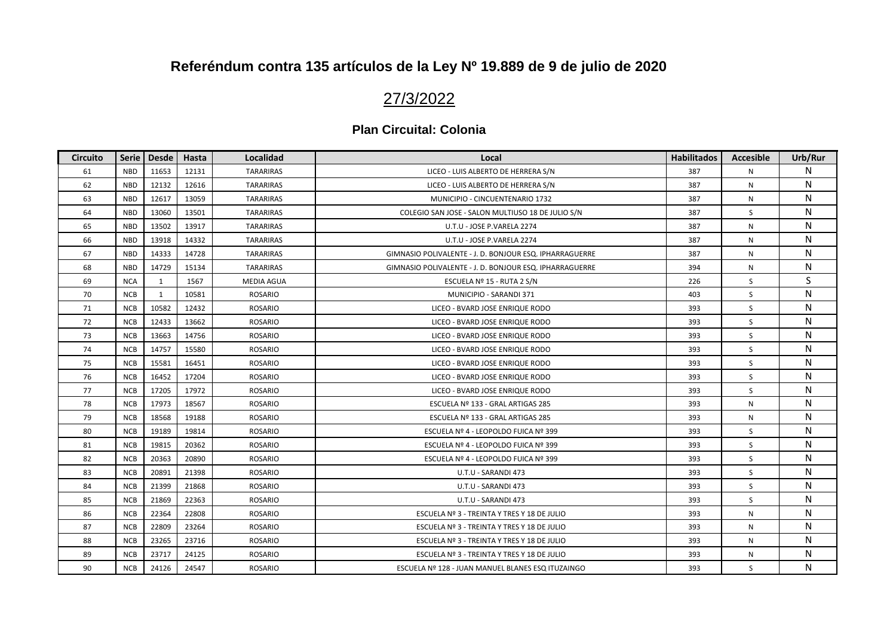## Referéndum contra 135 artículos de la Ley Nº 19.889 de 9 de julio de 2020

## 27/3/2022

### Plan Circuital: Colonia

| Circuito | Serie | Desde | Hasta | Localidad | Local | Habilitados | Accesible | Urb/Rur |
|---|---|---|---|---|---|---|---|---|
| 61 | NBD | 11653 | 12131 | TARARIRAS | LICEO - LUIS ALBERTO DE HERRERA S/N | 387 | N | N |
| 62 | NBD | 12132 | 12616 | TARARIRAS | LICEO - LUIS ALBERTO DE HERRERA S/N | 387 | N | N |
| 63 | NBD | 12617 | 13059 | TARARIRAS | MUNICIPIO - CINCUENTENARIO 1732 | 387 | N | N |
| 64 | NBD | 13060 | 13501 | TARARIRAS | COLEGIO SAN JOSE - SALON MULTIUSO 18 DE JULIO S/N | 387 | S | N |
| 65 | NBD | 13502 | 13917 | TARARIRAS | U.T.U - JOSE P.VARELA 2274 | 387 | N | N |
| 66 | NBD | 13918 | 14332 | TARARIRAS | U.T.U - JOSE P.VARELA 2274 | 387 | N | N |
| 67 | NBD | 14333 | 14728 | TARARIRAS | GIMNASIO POLIVALENTE - J. D. BONJOUR ESQ. IPHARRAGUERRE | 387 | N | N |
| 68 | NBD | 14729 | 15134 | TARARIRAS | GIMNASIO POLIVALENTE - J. D. BONJOUR ESQ. IPHARRAGUERRE | 394 | N | N |
| 69 | NCA | 1 | 1567 | MEDIA AGUA | ESCUELA Nº 15 - RUTA 2 S/N | 226 | S | S |
| 70 | NCB | 1 | 10581 | ROSARIO | MUNICIPIO - SARANDI 371 | 403 | S | N |
| 71 | NCB | 10582 | 12432 | ROSARIO | LICEO - BVARD JOSE ENRIQUE RODO | 393 | S | N |
| 72 | NCB | 12433 | 13662 | ROSARIO | LICEO - BVARD JOSE ENRIQUE RODO | 393 | S | N |
| 73 | NCB | 13663 | 14756 | ROSARIO | LICEO - BVARD JOSE ENRIQUE RODO | 393 | S | N |
| 74 | NCB | 14757 | 15580 | ROSARIO | LICEO - BVARD JOSE ENRIQUE RODO | 393 | S | N |
| 75 | NCB | 15581 | 16451 | ROSARIO | LICEO - BVARD JOSE ENRIQUE RODO | 393 | S | N |
| 76 | NCB | 16452 | 17204 | ROSARIO | LICEO - BVARD JOSE ENRIQUE RODO | 393 | S | N |
| 77 | NCB | 17205 | 17972 | ROSARIO | LICEO - BVARD JOSE ENRIQUE RODO | 393 | S | N |
| 78 | NCB | 17973 | 18567 | ROSARIO | ESCUELA Nº 133 - GRAL ARTIGAS 285 | 393 | N | N |
| 79 | NCB | 18568 | 19188 | ROSARIO | ESCUELA Nº 133 - GRAL ARTIGAS 285 | 393 | N | N |
| 80 | NCB | 19189 | 19814 | ROSARIO | ESCUELA Nº 4 - LEOPOLDO FUICA Nº 399 | 393 | S | N |
| 81 | NCB | 19815 | 20362 | ROSARIO | ESCUELA Nº 4 - LEOPOLDO FUICA Nº 399 | 393 | S | N |
| 82 | NCB | 20363 | 20890 | ROSARIO | ESCUELA Nº 4 - LEOPOLDO FUICA Nº 399 | 393 | S | N |
| 83 | NCB | 20891 | 21398 | ROSARIO | U.T.U - SARANDI 473 | 393 | S | N |
| 84 | NCB | 21399 | 21868 | ROSARIO | U.T.U - SARANDI 473 | 393 | S | N |
| 85 | NCB | 21869 | 22363 | ROSARIO | U.T.U - SARANDI 473 | 393 | S | N |
| 86 | NCB | 22364 | 22808 | ROSARIO | ESCUELA Nº 3 - TREINTA Y TRES Y 18 DE JULIO | 393 | N | N |
| 87 | NCB | 22809 | 23264 | ROSARIO | ESCUELA Nº 3 - TREINTA Y TRES Y 18 DE JULIO | 393 | N | N |
| 88 | NCB | 23265 | 23716 | ROSARIO | ESCUELA Nº 3 - TREINTA Y TRES Y 18 DE JULIO | 393 | N | N |
| 89 | NCB | 23717 | 24125 | ROSARIO | ESCUELA Nº 3 - TREINTA Y TRES Y 18 DE JULIO | 393 | N | N |
| 90 | NCB | 24126 | 24547 | ROSARIO | ESCUELA Nº 128 - JUAN MANUEL BLANES ESQ ITUZAINGO | 393 | S | N |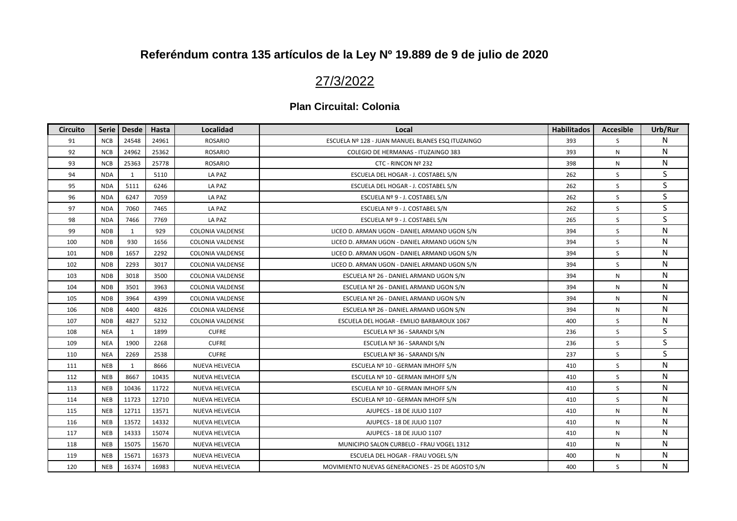## Referéndum contra 135 artículos de la Ley Nº 19.889 de 9 de julio de 2020

## 27/3/2022

### Plan Circuital: Colonia

| Circuito | Serie | Desde | Hasta | Localidad | Local | Habilitados | Accesible | Urb/Rur |
|---|---|---|---|---|---|---|---|---|
| 91 | NCB | 24548 | 24961 | ROSARIO | ESCUELA Nº 128 - JUAN MANUEL BLANES ESQ ITUZAINGO | 393 | S | N |
| 92 | NCB | 24962 | 25362 | ROSARIO | COLEGIO DE HERMANAS - ITUZAINGO 383 | 393 | N | N |
| 93 | NCB | 25363 | 25778 | ROSARIO | CTC - RINCON Nº 232 | 398 | N | N |
| 94 | NDA | 1 | 5110 | LA PAZ | ESCUELA DEL HOGAR - J. COSTABEL S/N | 262 | S | S |
| 95 | NDA | 5111 | 6246 | LA PAZ | ESCUELA DEL HOGAR - J. COSTABEL S/N | 262 | S | S |
| 96 | NDA | 6247 | 7059 | LA PAZ | ESCUELA Nº 9 - J. COSTABEL S/N | 262 | S | S |
| 97 | NDA | 7060 | 7465 | LA PAZ | ESCUELA Nº 9 - J. COSTABEL S/N | 262 | S | S |
| 98 | NDA | 7466 | 7769 | LA PAZ | ESCUELA Nº 9 - J. COSTABEL S/N | 265 | S | S |
| 99 | NDB | 1 | 929 | COLONIA VALDENSE | LICEO D. ARMAN UGON - DANIEL ARMAND UGON S/N | 394 | S | N |
| 100 | NDB | 930 | 1656 | COLONIA VALDENSE | LICEO D. ARMAN UGON - DANIEL ARMAND UGON S/N | 394 | S | N |
| 101 | NDB | 1657 | 2292 | COLONIA VALDENSE | LICEO D. ARMAN UGON - DANIEL ARMAND UGON S/N | 394 | S | N |
| 102 | NDB | 2293 | 3017 | COLONIA VALDENSE | LICEO D. ARMAN UGON - DANIEL ARMAND UGON S/N | 394 | S | N |
| 103 | NDB | 3018 | 3500 | COLONIA VALDENSE | ESCUELA Nº 26 - DANIEL ARMAND UGON S/N | 394 | N | N |
| 104 | NDB | 3501 | 3963 | COLONIA VALDENSE | ESCUELA Nº 26 - DANIEL ARMAND UGON S/N | 394 | N | N |
| 105 | NDB | 3964 | 4399 | COLONIA VALDENSE | ESCUELA Nº 26 - DANIEL ARMAND UGON S/N | 394 | N | N |
| 106 | NDB | 4400 | 4826 | COLONIA VALDENSE | ESCUELA Nº 26 - DANIEL ARMAND UGON S/N | 394 | N | N |
| 107 | NDB | 4827 | 5232 | COLONIA VALDENSE | ESCUELA DEL HOGAR - EMILIO BARBAROUX 1067 | 400 | S | N |
| 108 | NEA | 1 | 1899 | CUFRE | ESCUELA Nº 36 - SARANDI S/N | 236 | S | S |
| 109 | NEA | 1900 | 2268 | CUFRE | ESCUELA Nº 36 - SARANDI S/N | 236 | S | S |
| 110 | NEA | 2269 | 2538 | CUFRE | ESCUELA Nº 36 - SARANDI S/N | 237 | S | S |
| 111 | NEB | 1 | 8666 | NUEVA HELVECIA | ESCUELA Nº 10 - GERMAN IMHOFF S/N | 410 | S | N |
| 112 | NEB | 8667 | 10435 | NUEVA HELVECIA | ESCUELA Nº 10 - GERMAN IMHOFF S/N | 410 | S | N |
| 113 | NEB | 10436 | 11722 | NUEVA HELVECIA | ESCUELA Nº 10 - GERMAN IMHOFF S/N | 410 | S | N |
| 114 | NEB | 11723 | 12710 | NUEVA HELVECIA | ESCUELA Nº 10 - GERMAN IMHOFF S/N | 410 | S | N |
| 115 | NEB | 12711 | 13571 | NUEVA HELVECIA | AJUPECS - 18 DE JULIO 1107 | 410 | N | N |
| 116 | NEB | 13572 | 14332 | NUEVA HELVECIA | AJUPECS - 18 DE JULIO 1107 | 410 | N | N |
| 117 | NEB | 14333 | 15074 | NUEVA HELVECIA | AJUPECS - 18 DE JULIO 1107 | 410 | N | N |
| 118 | NEB | 15075 | 15670 | NUEVA HELVECIA | MUNICIPIO SALON CURBELO - FRAU VOGEL 1312 | 410 | N | N |
| 119 | NEB | 15671 | 16373 | NUEVA HELVECIA | ESCUELA DEL HOGAR - FRAU VOGEL S/N | 400 | N | N |
| 120 | NEB | 16374 | 16983 | NUEVA HELVECIA | MOVIMIENTO NUEVAS GENERACIONES - 25 DE AGOSTO S/N | 400 | S | N |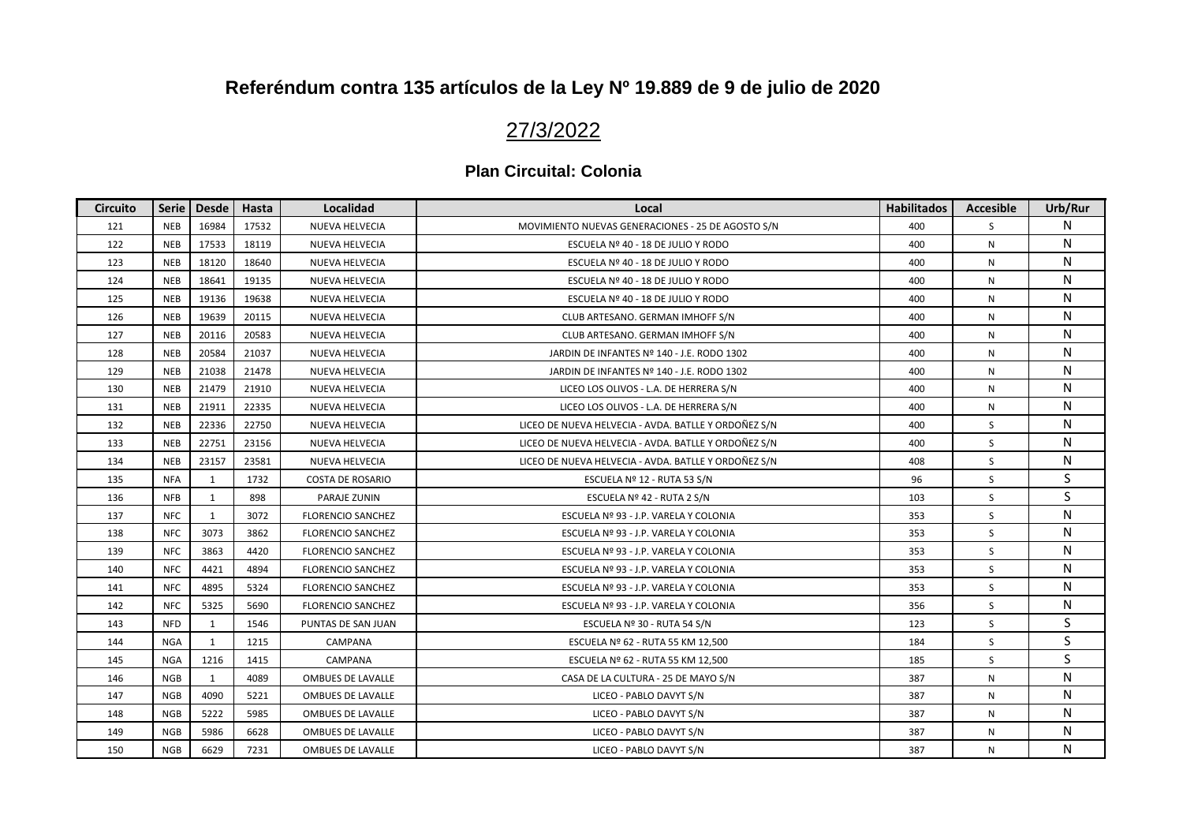# Referéndum contra 135 artículos de la Ley Nº 19.889 de 9 de julio de 2020

## 27/3/2022

### Plan Circuital: Colonia

| Circuito | Serie | Desde | Hasta | Localidad | Local | Habilitados | Accesible | Urb/Rur |
|---|---|---|---|---|---|---|---|---|
| 121 | NEB | 16984 | 17532 | NUEVA HELVECIA | MOVIMIENTO NUEVAS GENERACIONES - 25 DE AGOSTO S/N | 400 | S | N |
| 122 | NEB | 17533 | 18119 | NUEVA HELVECIA | ESCUELA Nº 40 - 18 DE JULIO Y RODO | 400 | N | N |
| 123 | NEB | 18120 | 18640 | NUEVA HELVECIA | ESCUELA Nº 40 - 18 DE JULIO Y RODO | 400 | N | N |
| 124 | NEB | 18641 | 19135 | NUEVA HELVECIA | ESCUELA Nº 40 - 18 DE JULIO Y RODO | 400 | N | N |
| 125 | NEB | 19136 | 19638 | NUEVA HELVECIA | ESCUELA Nº 40 - 18 DE JULIO Y RODO | 400 | N | N |
| 126 | NEB | 19639 | 20115 | NUEVA HELVECIA | CLUB ARTESANO. GERMAN IMHOFF S/N | 400 | N | N |
| 127 | NEB | 20116 | 20583 | NUEVA HELVECIA | CLUB ARTESANO. GERMAN IMHOFF S/N | 400 | N | N |
| 128 | NEB | 20584 | 21037 | NUEVA HELVECIA | JARDIN DE INFANTES Nº 140 - J.E. RODO 1302 | 400 | N | N |
| 129 | NEB | 21038 | 21478 | NUEVA HELVECIA | JARDIN DE INFANTES Nº 140 - J.E. RODO 1302 | 400 | N | N |
| 130 | NEB | 21479 | 21910 | NUEVA HELVECIA | LICEO LOS OLIVOS - L.A. DE HERRERA S/N | 400 | N | N |
| 131 | NEB | 21911 | 22335 | NUEVA HELVECIA | LICEO LOS OLIVOS - L.A. DE HERRERA S/N | 400 | N | N |
| 132 | NEB | 22336 | 22750 | NUEVA HELVECIA | LICEO DE NUEVA HELVECIA - AVDA. BATLLE Y ORDOÑEZ S/N | 400 | S | N |
| 133 | NEB | 22751 | 23156 | NUEVA HELVECIA | LICEO DE NUEVA HELVECIA - AVDA. BATLLE Y ORDOÑEZ S/N | 400 | S | N |
| 134 | NEB | 23157 | 23581 | NUEVA HELVECIA | LICEO DE NUEVA HELVECIA - AVDA. BATLLE Y ORDOÑEZ S/N | 408 | S | N |
| 135 | NFA | 1 | 1732 | COSTA DE ROSARIO | ESCUELA Nº 12 - RUTA 53 S/N | 96 | S | S |
| 136 | NFB | 1 | 898 | PARAJE ZUNIN | ESCUELA Nº 42 - RUTA 2 S/N | 103 | S | S |
| 137 | NFC | 1 | 3072 | FLORENCIO SANCHEZ | ESCUELA Nº 93 - J.P. VARELA Y COLONIA | 353 | S | N |
| 138 | NFC | 3073 | 3862 | FLORENCIO SANCHEZ | ESCUELA Nº 93 - J.P. VARELA Y COLONIA | 353 | S | N |
| 139 | NFC | 3863 | 4420 | FLORENCIO SANCHEZ | ESCUELA Nº 93 - J.P. VARELA Y COLONIA | 353 | S | N |
| 140 | NFC | 4421 | 4894 | FLORENCIO SANCHEZ | ESCUELA Nº 93 - J.P. VARELA Y COLONIA | 353 | S | N |
| 141 | NFC | 4895 | 5324 | FLORENCIO SANCHEZ | ESCUELA Nº 93 - J.P. VARELA Y COLONIA | 353 | S | N |
| 142 | NFC | 5325 | 5690 | FLORENCIO SANCHEZ | ESCUELA Nº 93 - J.P. VARELA Y COLONIA | 356 | S | N |
| 143 | NFD | 1 | 1546 | PUNTAS DE SAN JUAN | ESCUELA Nº 30 - RUTA 54 S/N | 123 | S | S |
| 144 | NGA | 1 | 1215 | CAMPANA | ESCUELA Nº 62 - RUTA 55 KM 12,500 | 184 | S | S |
| 145 | NGA | 1216 | 1415 | CAMPANA | ESCUELA Nº 62 - RUTA 55 KM 12,500 | 185 | S | S |
| 146 | NGB | 1 | 4089 | OMBUES DE LAVALLE | CASA DE LA CULTURA - 25 DE MAYO S/N | 387 | N | N |
| 147 | NGB | 4090 | 5221 | OMBUES DE LAVALLE | LICEO - PABLO DAVYT S/N | 387 | N | N |
| 148 | NGB | 5222 | 5985 | OMBUES DE LAVALLE | LICEO - PABLO DAVYT S/N | 387 | N | N |
| 149 | NGB | 5986 | 6628 | OMBUES DE LAVALLE | LICEO - PABLO DAVYT S/N | 387 | N | N |
| 150 | NGB | 6629 | 7231 | OMBUES DE LAVALLE | LICEO - PABLO DAVYT S/N | 387 | N | N |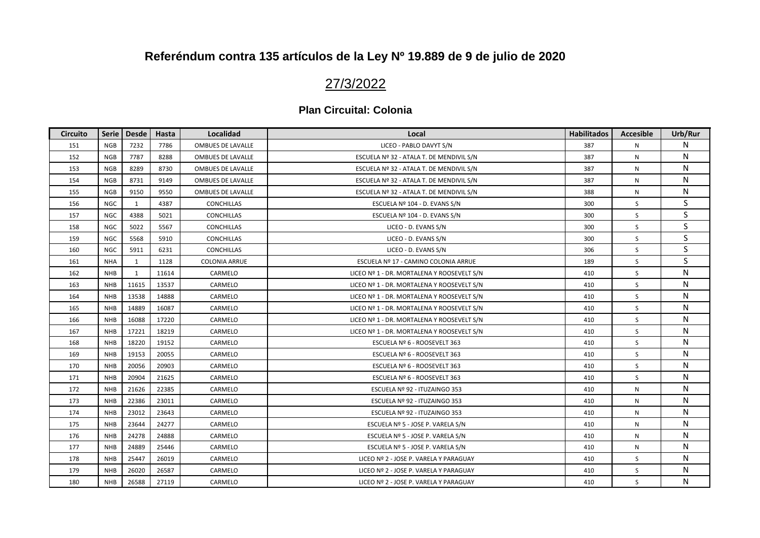# Referéndum contra 135 artículos de la Ley Nº 19.889 de 9 de julio de 2020

## 27/3/2022

### Plan Circuital: Colonia

| Circuito | Serie | Desde | Hasta | Localidad | Local | Habilitados | Accesible | Urb/Rur |
|---|---|---|---|---|---|---|---|---|
| 151 | NGB | 7232 | 7786 | OMBUES DE LAVALLE | LICEO - PABLO DAVYT S/N | 387 | N | N |
| 152 | NGB | 7787 | 8288 | OMBUES DE LAVALLE | ESCUELA Nº 32 - ATALA T. DE MENDIVIL S/N | 387 | N | N |
| 153 | NGB | 8289 | 8730 | OMBUES DE LAVALLE | ESCUELA Nº 32 - ATALA T. DE MENDIVIL S/N | 387 | N | N |
| 154 | NGB | 8731 | 9149 | OMBUES DE LAVALLE | ESCUELA Nº 32 - ATALA T. DE MENDIVIL S/N | 387 | N | N |
| 155 | NGB | 9150 | 9550 | OMBUES DE LAVALLE | ESCUELA Nº 32 - ATALA T. DE MENDIVIL S/N | 388 | N | N |
| 156 | NGC | 1 | 4387 | CONCHILLAS | ESCUELA Nº 104 - D. EVANS S/N | 300 | S | S |
| 157 | NGC | 4388 | 5021 | CONCHILLAS | ESCUELA Nº 104 - D. EVANS S/N | 300 | S | S |
| 158 | NGC | 5022 | 5567 | CONCHILLAS | LICEO - D. EVANS S/N | 300 | S | S |
| 159 | NGC | 5568 | 5910 | CONCHILLAS | LICEO - D. EVANS S/N | 300 | S | S |
| 160 | NGC | 5911 | 6231 | CONCHILLAS | LICEO - D. EVANS S/N | 306 | S | S |
| 161 | NHA | 1 | 1128 | COLONIA ARRUE | ESCUELA Nº 17 - CAMINO COLONIA ARRUE | 189 | S | S |
| 162 | NHB | 1 | 11614 | CARMELO | LICEO Nº 1 - DR. MORTALENA Y ROOSEVELT S/N | 410 | S | N |
| 163 | NHB | 11615 | 13537 | CARMELO | LICEO Nº 1 - DR. MORTALENA Y ROOSEVELT S/N | 410 | S | N |
| 164 | NHB | 13538 | 14888 | CARMELO | LICEO Nº 1 - DR. MORTALENA Y ROOSEVELT S/N | 410 | S | N |
| 165 | NHB | 14889 | 16087 | CARMELO | LICEO Nº 1 - DR. MORTALENA Y ROOSEVELT S/N | 410 | S | N |
| 166 | NHB | 16088 | 17220 | CARMELO | LICEO Nº 1 - DR. MORTALENA Y ROOSEVELT S/N | 410 | S | N |
| 167 | NHB | 17221 | 18219 | CARMELO | LICEO Nº 1 - DR. MORTALENA Y ROOSEVELT S/N | 410 | S | N |
| 168 | NHB | 18220 | 19152 | CARMELO | ESCUELA Nº 6 - ROOSEVELT 363 | 410 | S | N |
| 169 | NHB | 19153 | 20055 | CARMELO | ESCUELA Nº 6 - ROOSEVELT 363 | 410 | S | N |
| 170 | NHB | 20056 | 20903 | CARMELO | ESCUELA Nº 6 - ROOSEVELT 363 | 410 | S | N |
| 171 | NHB | 20904 | 21625 | CARMELO | ESCUELA Nº 6 - ROOSEVELT 363 | 410 | S | N |
| 172 | NHB | 21626 | 22385 | CARMELO | ESCUELA Nº 92 - ITUZAINGO 353 | 410 | N | N |
| 173 | NHB | 22386 | 23011 | CARMELO | ESCUELA Nº 92 - ITUZAINGO 353 | 410 | N | N |
| 174 | NHB | 23012 | 23643 | CARMELO | ESCUELA Nº 92 - ITUZAINGO 353 | 410 | N | N |
| 175 | NHB | 23644 | 24277 | CARMELO | ESCUELA Nº 5 - JOSE P. VARELA S/N | 410 | N | N |
| 176 | NHB | 24278 | 24888 | CARMELO | ESCUELA Nº 5 - JOSE P. VARELA S/N | 410 | N | N |
| 177 | NHB | 24889 | 25446 | CARMELO | ESCUELA Nº 5 - JOSE P. VARELA S/N | 410 | N | N |
| 178 | NHB | 25447 | 26019 | CARMELO | LICEO Nº 2 - JOSE P. VARELA Y PARAGUAY | 410 | S | N |
| 179 | NHB | 26020 | 26587 | CARMELO | LICEO Nº 2 - JOSE P. VARELA Y PARAGUAY | 410 | S | N |
| 180 | NHB | 26588 | 27119 | CARMELO | LICEO Nº 2 - JOSE P. VARELA Y PARAGUAY | 410 | S | N |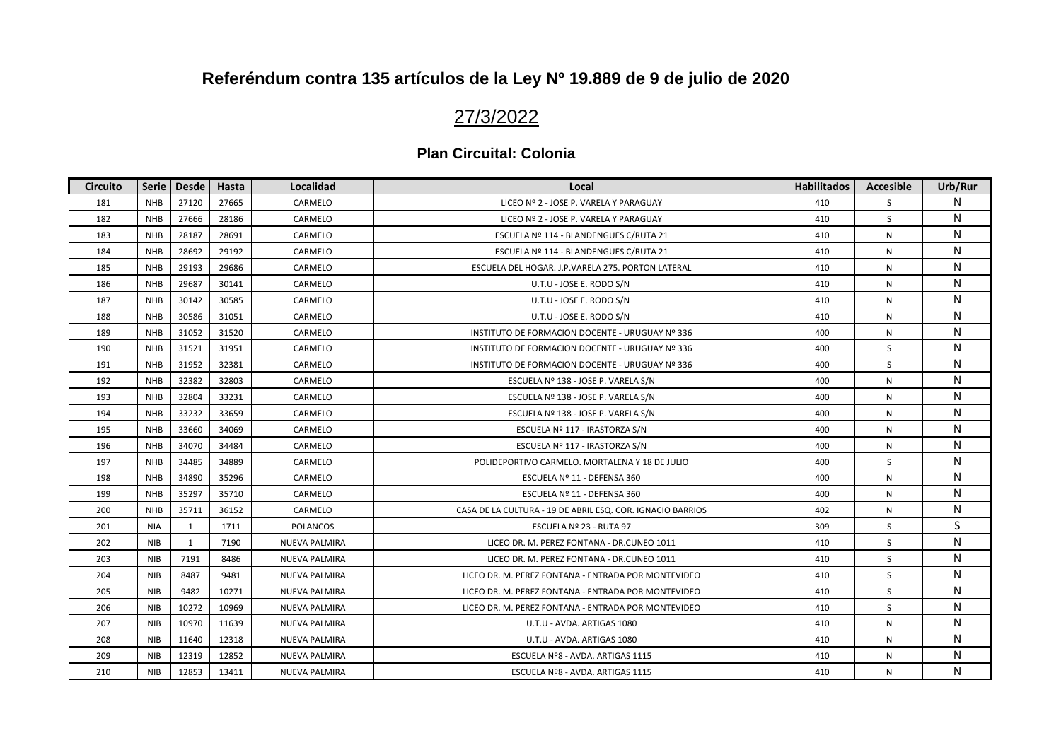## Referéndum contra 135 artículos de la Ley Nº 19.889 de 9 de julio de 2020

## 27/3/2022

### Plan Circuital: Colonia

| Circuito | Serie | Desde | Hasta | Localidad | Local | Habilitados | Accesible | Urb/Rur |
|---|---|---|---|---|---|---|---|---|
| 181 | NHB | 27120 | 27665 | CARMELO | LICEO Nº 2 - JOSE P. VARELA Y PARAGUAY | 410 | S | N |
| 182 | NHB | 27666 | 28186 | CARMELO | LICEO Nº 2 - JOSE P. VARELA Y PARAGUAY | 410 | S | N |
| 183 | NHB | 28187 | 28691 | CARMELO | ESCUELA Nº 114 - BLANDENGUES C/RUTA 21 | 410 | N | N |
| 184 | NHB | 28692 | 29192 | CARMELO | ESCUELA Nº 114 - BLANDENGUES C/RUTA 21 | 410 | N | N |
| 185 | NHB | 29193 | 29686 | CARMELO | ESCUELA DEL HOGAR. J.P.VARELA 275. PORTON LATERAL | 410 | N | N |
| 186 | NHB | 29687 | 30141 | CARMELO | U.T.U - JOSE E. RODO S/N | 410 | N | N |
| 187 | NHB | 30142 | 30585 | CARMELO | U.T.U - JOSE E. RODO S/N | 410 | N | N |
| 188 | NHB | 30586 | 31051 | CARMELO | U.T.U - JOSE E. RODO S/N | 410 | N | N |
| 189 | NHB | 31052 | 31520 | CARMELO | INSTITUTO DE FORMACION DOCENTE - URUGUAY Nº 336 | 400 | N | N |
| 190 | NHB | 31521 | 31951 | CARMELO | INSTITUTO DE FORMACION DOCENTE - URUGUAY Nº 336 | 400 | S | N |
| 191 | NHB | 31952 | 32381 | CARMELO | INSTITUTO DE FORMACION DOCENTE - URUGUAY Nº 336 | 400 | S | N |
| 192 | NHB | 32382 | 32803 | CARMELO | ESCUELA Nº 138 - JOSE P. VARELA S/N | 400 | N | N |
| 193 | NHB | 32804 | 33231 | CARMELO | ESCUELA Nº 138 - JOSE P. VARELA S/N | 400 | N | N |
| 194 | NHB | 33232 | 33659 | CARMELO | ESCUELA Nº 138 - JOSE P. VARELA S/N | 400 | N | N |
| 195 | NHB | 33660 | 34069 | CARMELO | ESCUELA Nº 117 - IRASTORZA S/N | 400 | N | N |
| 196 | NHB | 34070 | 34484 | CARMELO | ESCUELA Nº 117 - IRASTORZA S/N | 400 | N | N |
| 197 | NHB | 34485 | 34889 | CARMELO | POLIDEPORTIVO CARMELO. MORTALENA Y 18 DE JULIO | 400 | S | N |
| 198 | NHB | 34890 | 35296 | CARMELO | ESCUELA Nº 11 - DEFENSA 360 | 400 | N | N |
| 199 | NHB | 35297 | 35710 | CARMELO | ESCUELA Nº 11 - DEFENSA 360 | 400 | N | N |
| 200 | NHB | 35711 | 36152 | CARMELO | CASA DE LA CULTURA - 19 DE ABRIL ESQ. COR. IGNACIO BARRIOS | 402 | N | N |
| 201 | NIA | 1 | 1711 | POLANCOS | ESCUELA Nº 23 - RUTA 97 | 309 | S | S |
| 202 | NIB | 1 | 7190 | NUEVA PALMIRA | LICEO DR. M. PEREZ FONTANA - DR.CUNEO 1011 | 410 | S | N |
| 203 | NIB | 7191 | 8486 | NUEVA PALMIRA | LICEO DR. M. PEREZ FONTANA - DR.CUNEO 1011 | 410 | S | N |
| 204 | NIB | 8487 | 9481 | NUEVA PALMIRA | LICEO DR. M. PEREZ FONTANA - ENTRADA POR MONTEVIDEO | 410 | S | N |
| 205 | NIB | 9482 | 10271 | NUEVA PALMIRA | LICEO DR. M. PEREZ FONTANA - ENTRADA POR MONTEVIDEO | 410 | S | N |
| 206 | NIB | 10272 | 10969 | NUEVA PALMIRA | LICEO DR. M. PEREZ FONTANA - ENTRADA POR MONTEVIDEO | 410 | S | N |
| 207 | NIB | 10970 | 11639 | NUEVA PALMIRA | U.T.U - AVDA. ARTIGAS 1080 | 410 | N | N |
| 208 | NIB | 11640 | 12318 | NUEVA PALMIRA | U.T.U - AVDA. ARTIGAS 1080 | 410 | N | N |
| 209 | NIB | 12319 | 12852 | NUEVA PALMIRA | ESCUELA Nº8 - AVDA. ARTIGAS 1115 | 410 | N | N |
| 210 | NIB | 12853 | 13411 | NUEVA PALMIRA | ESCUELA Nº8 - AVDA. ARTIGAS 1115 | 410 | N | N |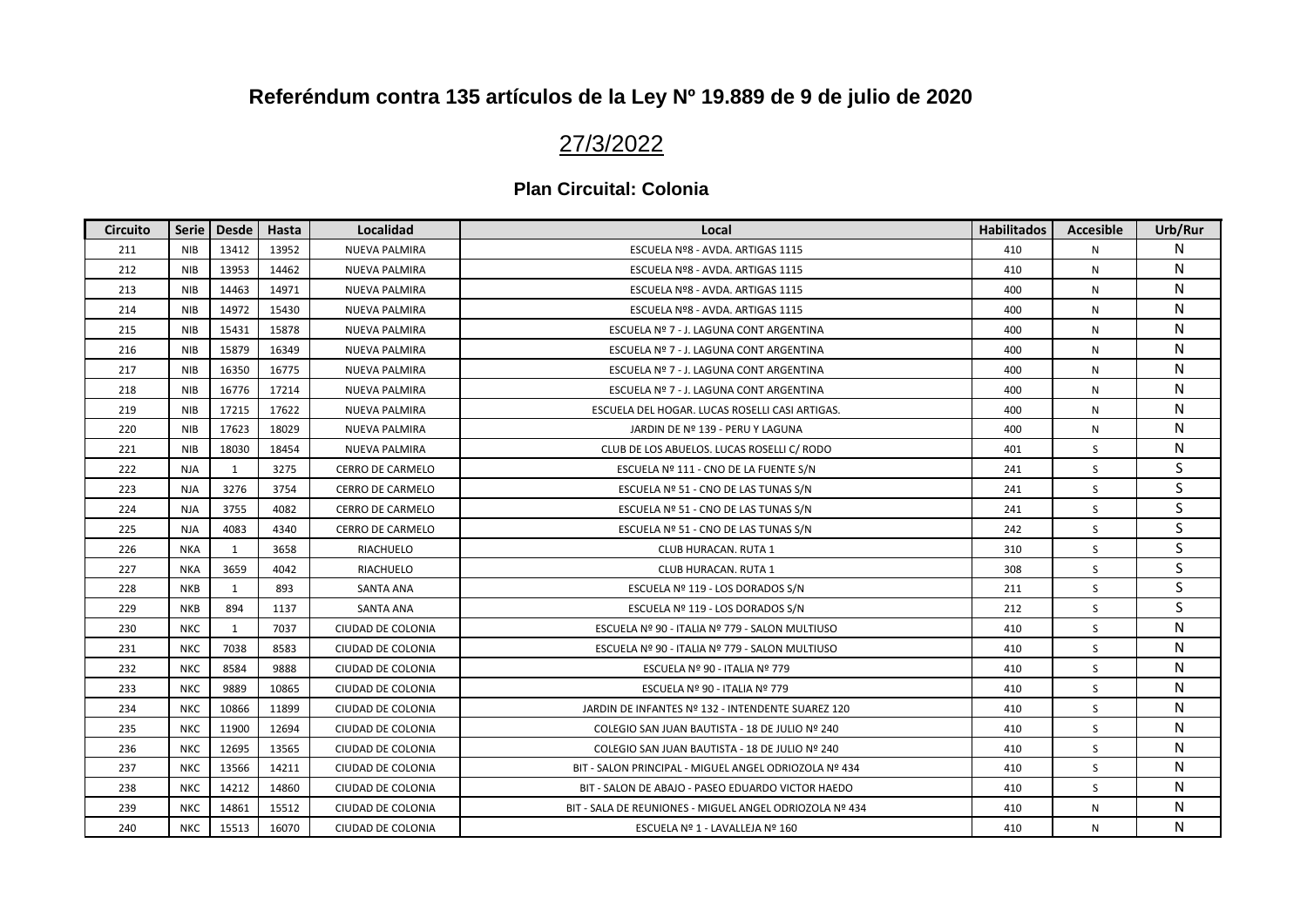## Referéndum contra 135 artículos de la Ley Nº 19.889 de 9 de julio de 2020

## 27/3/2022

### Plan Circuital: Colonia

| Circuito | Serie | Desde | Hasta | Localidad | Local | Habilitados | Accesible | Urb/Rur |
|---|---|---|---|---|---|---|---|---|
| 211 | NIB | 13412 | 13952 | NUEVA PALMIRA | ESCUELA Nº8 - AVDA. ARTIGAS 1115 | 410 | N | N |
| 212 | NIB | 13953 | 14462 | NUEVA PALMIRA | ESCUELA Nº8 - AVDA. ARTIGAS 1115 | 410 | N | N |
| 213 | NIB | 14463 | 14971 | NUEVA PALMIRA | ESCUELA Nº8 - AVDA. ARTIGAS 1115 | 400 | N | N |
| 214 | NIB | 14972 | 15430 | NUEVA PALMIRA | ESCUELA Nº8 - AVDA. ARTIGAS 1115 | 400 | N | N |
| 215 | NIB | 15431 | 15878 | NUEVA PALMIRA | ESCUELA Nº 7 - J. LAGUNA CONT ARGENTINA | 400 | N | N |
| 216 | NIB | 15879 | 16349 | NUEVA PALMIRA | ESCUELA Nº 7 - J. LAGUNA CONT ARGENTINA | 400 | N | N |
| 217 | NIB | 16350 | 16775 | NUEVA PALMIRA | ESCUELA Nº 7 - J. LAGUNA CONT ARGENTINA | 400 | N | N |
| 218 | NIB | 16776 | 17214 | NUEVA PALMIRA | ESCUELA Nº 7 - J. LAGUNA CONT ARGENTINA | 400 | N | N |
| 219 | NIB | 17215 | 17622 | NUEVA PALMIRA | ESCUELA DEL HOGAR. LUCAS ROSELLI CASI ARTIGAS. | 400 | N | N |
| 220 | NIB | 17623 | 18029 | NUEVA PALMIRA | JARDIN DE Nº 139 - PERU Y LAGUNA | 400 | N | N |
| 221 | NIB | 18030 | 18454 | NUEVA PALMIRA | CLUB DE LOS ABUELOS. LUCAS ROSELLI C/ RODO | 401 | S | N |
| 222 | NJA | 1 | 3275 | CERRO DE CARMELO | ESCUELA Nº 111 - CNO DE LA FUENTE S/N | 241 | S | S |
| 223 | NJA | 3276 | 3754 | CERRO DE CARMELO | ESCUELA Nº 51 - CNO DE LAS TUNAS S/N | 241 | S | S |
| 224 | NJA | 3755 | 4082 | CERRO DE CARMELO | ESCUELA Nº 51 - CNO DE LAS TUNAS S/N | 241 | S | S |
| 225 | NJA | 4083 | 4340 | CERRO DE CARMELO | ESCUELA Nº 51 - CNO DE LAS TUNAS S/N | 242 | S | S |
| 226 | NKA | 1 | 3658 | RIACHUELO | CLUB HURACAN. RUTA 1 | 310 | S | S |
| 227 | NKA | 3659 | 4042 | RIACHUELO | CLUB HURACAN. RUTA 1 | 308 | S | S |
| 228 | NKB | 1 | 893 | SANTA ANA | ESCUELA Nº 119 - LOS DORADOS S/N | 211 | S | S |
| 229 | NKB | 894 | 1137 | SANTA ANA | ESCUELA Nº 119 - LOS DORADOS S/N | 212 | S | S |
| 230 | NKC | 1 | 7037 | CIUDAD DE COLONIA | ESCUELA Nº 90 - ITALIA Nº 779 - SALON MULTIUSO | 410 | S | N |
| 231 | NKC | 7038 | 8583 | CIUDAD DE COLONIA | ESCUELA Nº 90 - ITALIA Nº 779 - SALON MULTIUSO | 410 | S | N |
| 232 | NKC | 8584 | 9888 | CIUDAD DE COLONIA | ESCUELA Nº 90 - ITALIA Nº 779 | 410 | S | N |
| 233 | NKC | 9889 | 10865 | CIUDAD DE COLONIA | ESCUELA Nº 90 - ITALIA Nº 779 | 410 | S | N |
| 234 | NKC | 10866 | 11899 | CIUDAD DE COLONIA | JARDIN DE INFANTES Nº 132 - INTENDENTE SUAREZ 120 | 410 | S | N |
| 235 | NKC | 11900 | 12694 | CIUDAD DE COLONIA | COLEGIO SAN JUAN BAUTISTA - 18 DE JULIO Nº 240 | 410 | S | N |
| 236 | NKC | 12695 | 13565 | CIUDAD DE COLONIA | COLEGIO SAN JUAN BAUTISTA - 18 DE JULIO Nº 240 | 410 | S | N |
| 237 | NKC | 13566 | 14211 | CIUDAD DE COLONIA | BIT - SALON PRINCIPAL - MIGUEL ANGEL ODRIOZOLA Nº 434 | 410 | S | N |
| 238 | NKC | 14212 | 14860 | CIUDAD DE COLONIA | BIT - SALON DE ABAJO - PASEO EDUARDO VICTOR HAEDO | 410 | S | N |
| 239 | NKC | 14861 | 15512 | CIUDAD DE COLONIA | BIT - SALA DE REUNIONES - MIGUEL ANGEL ODRIOZOLA Nº 434 | 410 | N | N |
| 240 | NKC | 15513 | 16070 | CIUDAD DE COLONIA | ESCUELA Nº 1 - LAVALLEJA Nº 160 | 410 | N | N |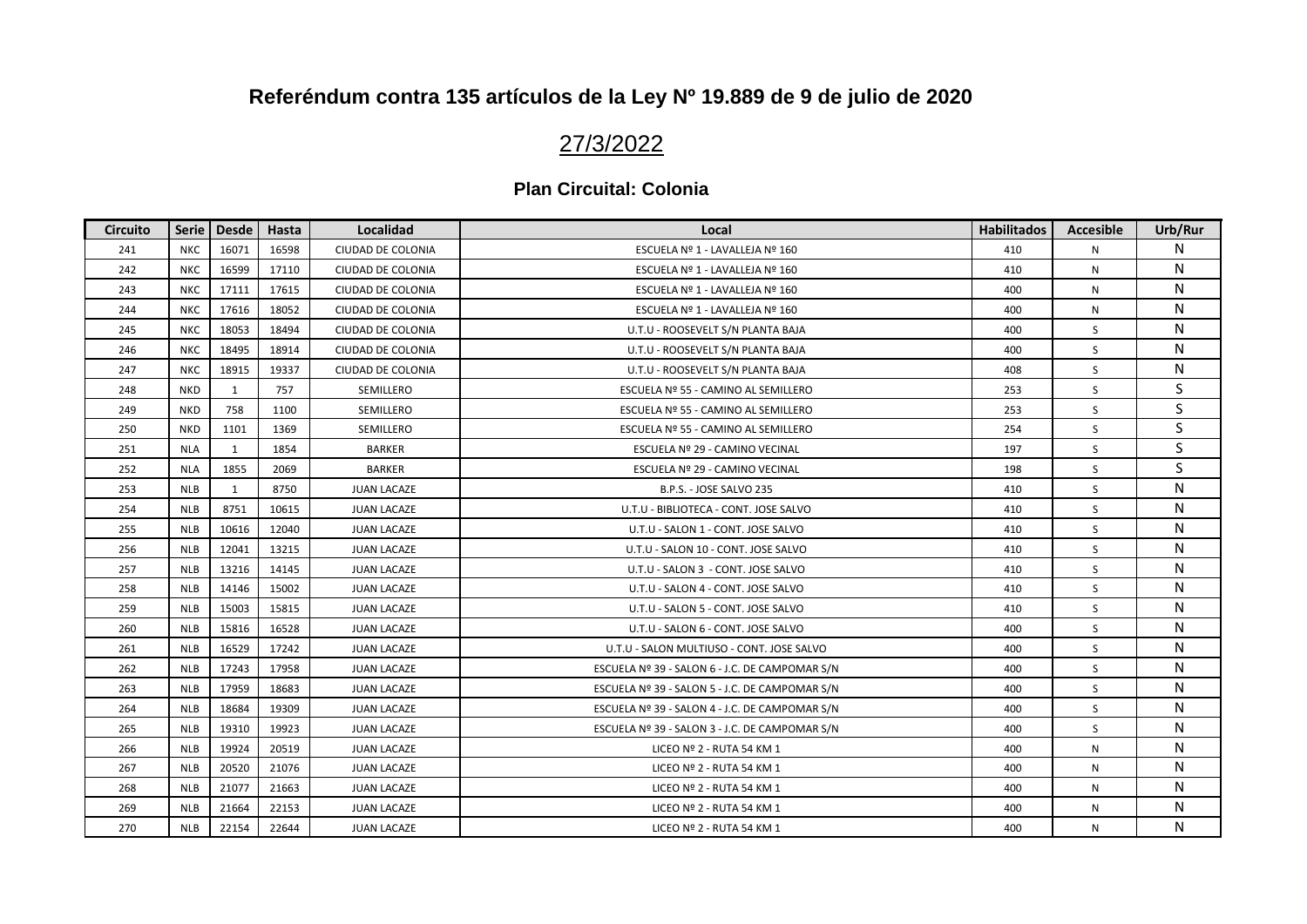## Referéndum contra 135 artículos de la Ley Nº 19.889 de 9 de julio de 2020

## 27/3/2022

### Plan Circuital: Colonia

| Circuito | Serie | Desde | Hasta | Localidad | Local | Habilitados | Accesible | Urb/Rur |
|---|---|---|---|---|---|---|---|---|
| 241 | NKC | 16071 | 16598 | CIUDAD DE COLONIA | ESCUELA Nº 1 - LAVALLEJA Nº 160 | 410 | N | N |
| 242 | NKC | 16599 | 17110 | CIUDAD DE COLONIA | ESCUELA Nº 1 - LAVALLEJA Nº 160 | 410 | N | N |
| 243 | NKC | 17111 | 17615 | CIUDAD DE COLONIA | ESCUELA Nº 1 - LAVALLEJA Nº 160 | 400 | N | N |
| 244 | NKC | 17616 | 18052 | CIUDAD DE COLONIA | ESCUELA Nº 1 - LAVALLEJA Nº 160 | 400 | N | N |
| 245 | NKC | 18053 | 18494 | CIUDAD DE COLONIA | U.T.U - ROOSEVELT S/N PLANTA BAJA | 400 | S | N |
| 246 | NKC | 18495 | 18914 | CIUDAD DE COLONIA | U.T.U - ROOSEVELT S/N PLANTA BAJA | 400 | S | N |
| 247 | NKC | 18915 | 19337 | CIUDAD DE COLONIA | U.T.U - ROOSEVELT S/N PLANTA BAJA | 408 | S | N |
| 248 | NKD | 1 | 757 | SEMILLERO | ESCUELA Nº 55 - CAMINO AL SEMILLERO | 253 | S | S |
| 249 | NKD | 758 | 1100 | SEMILLERO | ESCUELA Nº 55 - CAMINO AL SEMILLERO | 253 | S | S |
| 250 | NKD | 1101 | 1369 | SEMILLERO | ESCUELA Nº 55 - CAMINO AL SEMILLERO | 254 | S | S |
| 251 | NLA | 1 | 1854 | BARKER | ESCUELA Nº 29 - CAMINO VECINAL | 197 | S | S |
| 252 | NLA | 1855 | 2069 | BARKER | ESCUELA Nº 29 - CAMINO VECINAL | 198 | S | S |
| 253 | NLB | 1 | 8750 | JUAN LACAZE | B.P.S. - JOSE SALVO 235 | 410 | S | N |
| 254 | NLB | 8751 | 10615 | JUAN LACAZE | U.T.U - BIBLIOTECA - CONT. JOSE SALVO | 410 | S | N |
| 255 | NLB | 10616 | 12040 | JUAN LACAZE | U.T.U - SALON 1 - CONT. JOSE SALVO | 410 | S | N |
| 256 | NLB | 12041 | 13215 | JUAN LACAZE | U.T.U - SALON 10 - CONT. JOSE SALVO | 410 | S | N |
| 257 | NLB | 13216 | 14145 | JUAN LACAZE | U.T.U - SALON 3 - CONT. JOSE SALVO | 410 | S | N |
| 258 | NLB | 14146 | 15002 | JUAN LACAZE | U.T.U - SALON 4 - CONT. JOSE SALVO | 410 | S | N |
| 259 | NLB | 15003 | 15815 | JUAN LACAZE | U.T.U - SALON 5 - CONT. JOSE SALVO | 410 | S | N |
| 260 | NLB | 15816 | 16528 | JUAN LACAZE | U.T.U - SALON 6 - CONT. JOSE SALVO | 400 | S | N |
| 261 | NLB | 16529 | 17242 | JUAN LACAZE | U.T.U - SALON MULTIUSO - CONT. JOSE SALVO | 400 | S | N |
| 262 | NLB | 17243 | 17958 | JUAN LACAZE | ESCUELA Nº 39 - SALON 6 - J.C. DE CAMPOMAR S/N | 400 | S | N |
| 263 | NLB | 17959 | 18683 | JUAN LACAZE | ESCUELA Nº 39 - SALON 5 - J.C. DE CAMPOMAR S/N | 400 | S | N |
| 264 | NLB | 18684 | 19309 | JUAN LACAZE | ESCUELA Nº 39 - SALON 4 - J.C. DE CAMPOMAR S/N | 400 | S | N |
| 265 | NLB | 19310 | 19923 | JUAN LACAZE | ESCUELA Nº 39 - SALON 3 - J.C. DE CAMPOMAR S/N | 400 | S | N |
| 266 | NLB | 19924 | 20519 | JUAN LACAZE | LICEO Nº 2 - RUTA 54 KM 1 | 400 | N | N |
| 267 | NLB | 20520 | 21076 | JUAN LACAZE | LICEO Nº 2 - RUTA 54 KM 1 | 400 | N | N |
| 268 | NLB | 21077 | 21663 | JUAN LACAZE | LICEO Nº 2 - RUTA 54 KM 1 | 400 | N | N |
| 269 | NLB | 21664 | 22153 | JUAN LACAZE | LICEO Nº 2 - RUTA 54 KM 1 | 400 | N | N |
| 270 | NLB | 22154 | 22644 | JUAN LACAZE | LICEO Nº 2 - RUTA 54 KM 1 | 400 | N | N |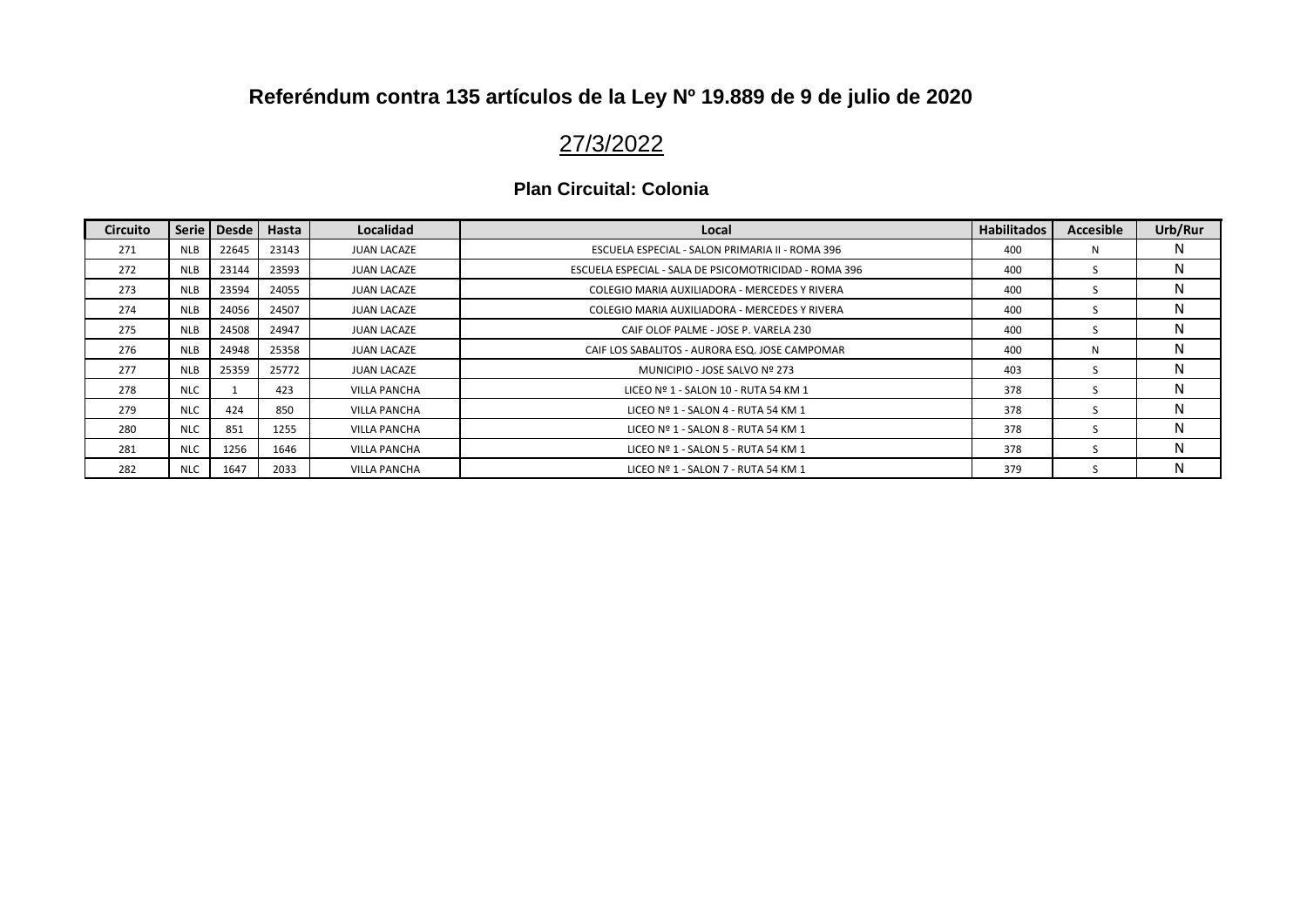## Referéndum contra 135 artículos de la Ley Nº 19.889 de 9 de julio de 2020

### 27/3/2022

### Plan Circuital: Colonia

| Circuito | Serie | Desde | Hasta | Localidad | Local | Habilitados | Accesible | Urb/Rur |
|---|---|---|---|---|---|---|---|---|
| 271 | NLB | 22645 | 23143 | JUAN LACAZE | ESCUELA ESPECIAL - SALON PRIMARIA II - ROMA 396 | 400 | N | N |
| 272 | NLB | 23144 | 23593 | JUAN LACAZE | ESCUELA ESPECIAL - SALA DE PSICOMOTRICIDAD - ROMA 396 | 400 | S | N |
| 273 | NLB | 23594 | 24055 | JUAN LACAZE | COLEGIO MARIA AUXILIADORA - MERCEDES Y RIVERA | 400 | S | N |
| 274 | NLB | 24056 | 24507 | JUAN LACAZE | COLEGIO MARIA AUXILIADORA - MERCEDES Y RIVERA | 400 | S | N |
| 275 | NLB | 24508 | 24947 | JUAN LACAZE | CAIF OLOF PALME - JOSE P. VARELA 230 | 400 | S | N |
| 276 | NLB | 24948 | 25358 | JUAN LACAZE | CAIF LOS SABALITOS - AURORA ESQ. JOSE CAMPOMAR | 400 | N | N |
| 277 | NLB | 25359 | 25772 | JUAN LACAZE | MUNICIPIO - JOSE SALVO Nº 273 | 403 | S | N |
| 278 | NLC | 1 | 423 | VILLA PANCHA | LICEO Nº 1 - SALON 10 - RUTA 54 KM 1 | 378 | S | N |
| 279 | NLC | 424 | 850 | VILLA PANCHA | LICEO Nº 1 - SALON 4 - RUTA 54 KM 1 | 378 | S | N |
| 280 | NLC | 851 | 1255 | VILLA PANCHA | LICEO Nº 1 - SALON 8 - RUTA 54 KM 1 | 378 | S | N |
| 281 | NLC | 1256 | 1646 | VILLA PANCHA | LICEO Nº 1 - SALON 5 - RUTA 54 KM 1 | 378 | S | N |
| 282 | NLC | 1647 | 2033 | VILLA PANCHA | LICEO Nº 1 - SALON 7 - RUTA 54 KM 1 | 379 | S | N |